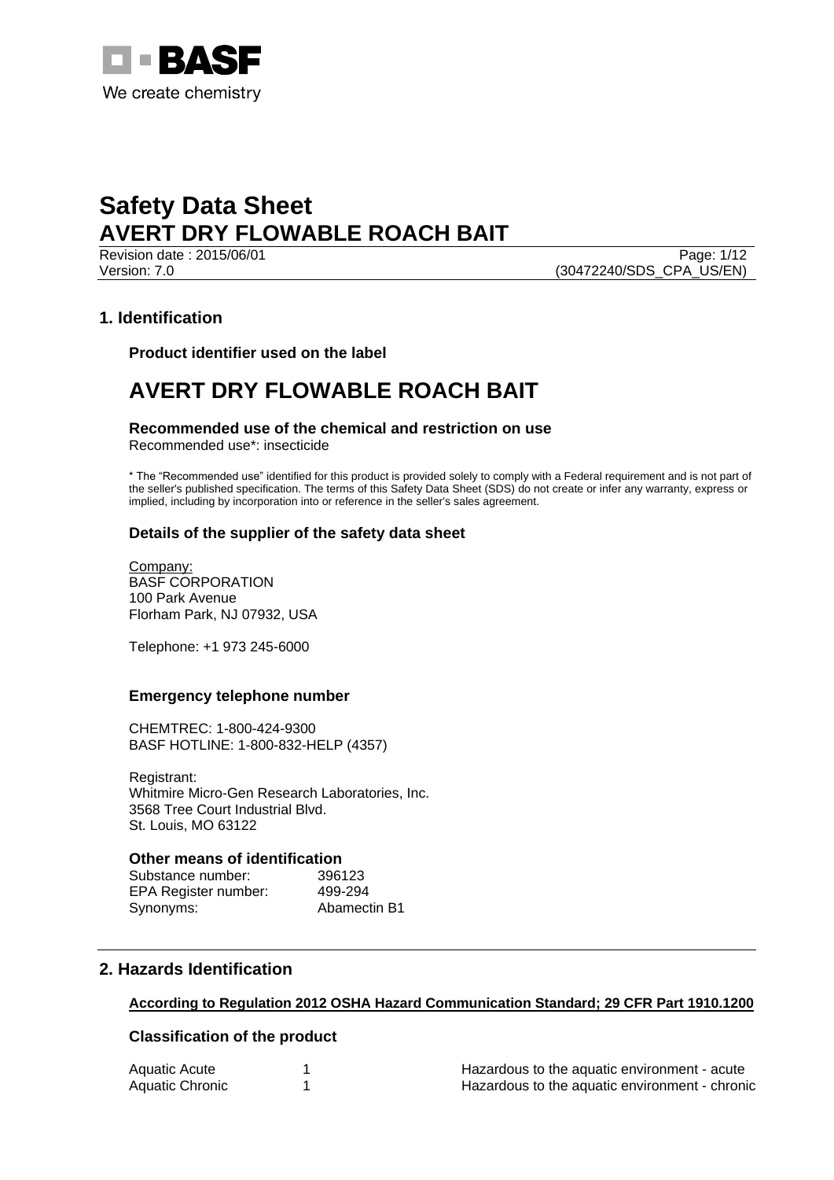BASF
We create chemistry

# Safety Data Sheet
# AVERT DRY FLOWABLE ROACH BAIT

Revision date : 2015/06/01
Version: 7.0 (30472240/SDS_CPA_US/EN)

## 1. Identification

### Product identifier used on the label

# AVERT DRY FLOWABLE ROACH BAIT

### Recommended use of the chemical and restriction on use

Recommended use*: insecticide

* The “Recommended use” identified for this product is provided solely to comply with a Federal requirement and is not part of the seller's published specification. The terms of this Safety Data Sheet (SDS) do not create or infer any warranty, express or implied, including by incorporation into or reference in the seller's sales agreement.

### Details of the supplier of the safety data sheet

Company:
BASF CORPORATION
100 Park Avenue
Florham Park, NJ 07932, USA

Telephone: +1 973 245-6000

### Emergency telephone number

CHEMTREC: 1-800-424-9300
BASF HOTLINE: 1-800-832-HELP (4357)

Registrant:
Whitmire Micro-Gen Research Laboratories, Inc.
3568 Tree Court Industrial Blvd.
St. Louis, MO 63122

### Other means of identification

| | |
|---|---|
| Substance number: | 396123 |
| EPA Register number: | 499-294 |
| Synonyms: | Abamectin B1 |

## 2. Hazards Identification

**According to Regulation 2012 OSHA Hazard Communication Standard; 29 CFR Part 1910.1200**

### Classification of the product

| | | |
|---|---|---|
| Aquatic Acute | 1 | Hazardous to the aquatic environment - acute |
| Aquatic Chronic | 1 | Hazardous to the aquatic environment - chronic |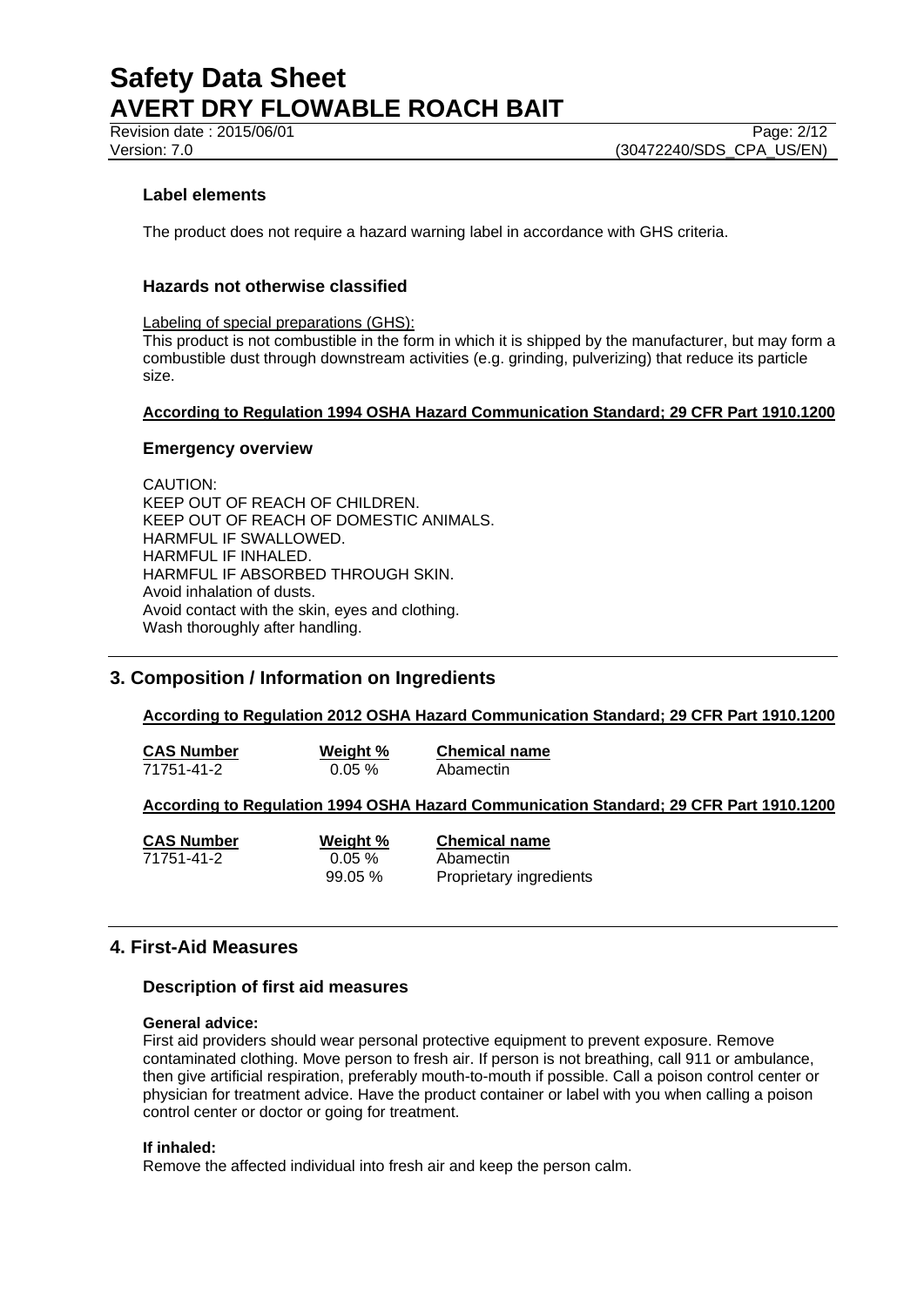### Label elements

The product does not require a hazard warning label in accordance with GHS criteria.

### Hazards not otherwise classified

Labeling of special preparations (GHS):

This product is not combustible in the form in which it is shipped by the manufacturer, but may form a combustible dust through downstream activities (e.g. grinding, pulverizing) that reduce its particle size.

**According to Regulation 1994 OSHA Hazard Communication Standard; 29 CFR Part 1910.1200**

### Emergency overview

CAUTION:
KEEP OUT OF REACH OF CHILDREN.
KEEP OUT OF REACH OF DOMESTIC ANIMALS.
HARMFUL IF SWALLOWED.
HARMFUL IF INHALED.
HARMFUL IF ABSORBED THROUGH SKIN.
Avoid inhalation of dusts.
Avoid contact with the skin, eyes and clothing.
Wash thoroughly after handling.

## 3. Composition / Information on Ingredients

**According to Regulation 2012 OSHA Hazard Communication Standard; 29 CFR Part 1910.1200**

| CAS Number | Weight % | Chemical name |
|---|---|---|
| 71751-41-2 | 0.05 % | Abamectin |

**According to Regulation 1994 OSHA Hazard Communication Standard; 29 CFR Part 1910.1200**

| CAS Number | Weight % | Chemical name |
|---|---|---|
| 71751-41-2 | 0.05 % | Abamectin |
| | 99.05 % | Proprietary ingredients |

## 4. First-Aid Measures

### Description of first aid measures

**General advice:**

First aid providers should wear personal protective equipment to prevent exposure. Remove contaminated clothing. Move person to fresh air. If person is not breathing, call 911 or ambulance, then give artificial respiration, preferably mouth-to-mouth if possible. Call a poison control center or physician for treatment advice. Have the product container or label with you when calling a poison control center or doctor or going for treatment.

**If inhaled:**

Remove the affected individual into fresh air and keep the person calm.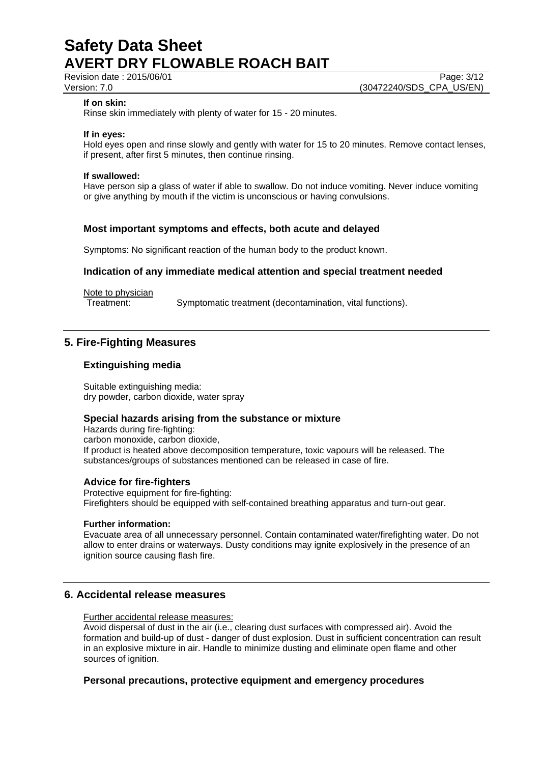**If on skin:**
Rinse skin immediately with plenty of water for 15 - 20 minutes.

**If in eyes:**
Hold eyes open and rinse slowly and gently with water for 15 to 20 minutes. Remove contact lenses, if present, after first 5 minutes, then continue rinsing.

**If swallowed:**
Have person sip a glass of water if able to swallow. Do not induce vomiting. Never induce vomiting or give anything by mouth if the victim is unconscious or having convulsions.

### Most important symptoms and effects, both acute and delayed

Symptoms: No significant reaction of the human body to the product known.

### Indication of any immediate medical attention and special treatment needed

Note to physician
Treatment: Symptomatic treatment (decontamination, vital functions).

## 5. Fire-Fighting Measures

### Extinguishing media

Suitable extinguishing media:
dry powder, carbon dioxide, water spray

### Special hazards arising from the substance or mixture

Hazards during fire-fighting:
carbon monoxide, carbon dioxide,
If product is heated above decomposition temperature, toxic vapours will be released. The substances/groups of substances mentioned can be released in case of fire.

### Advice for fire-fighters

Protective equipment for fire-fighting:
Firefighters should be equipped with self-contained breathing apparatus and turn-out gear.

**Further information:**
Evacuate area of all unnecessary personnel. Contain contaminated water/firefighting water. Do not allow to enter drains or waterways. Dusty conditions may ignite explosively in the presence of an ignition source causing flash fire.

## 6. Accidental release measures

Further accidental release measures:
Avoid dispersal of dust in the air (i.e., clearing dust surfaces with compressed air). Avoid the formation and build-up of dust - danger of dust explosion. Dust in sufficient concentration can result in an explosive mixture in air. Handle to minimize dusting and eliminate open flame and other sources of ignition.

### Personal precautions, protective equipment and emergency procedures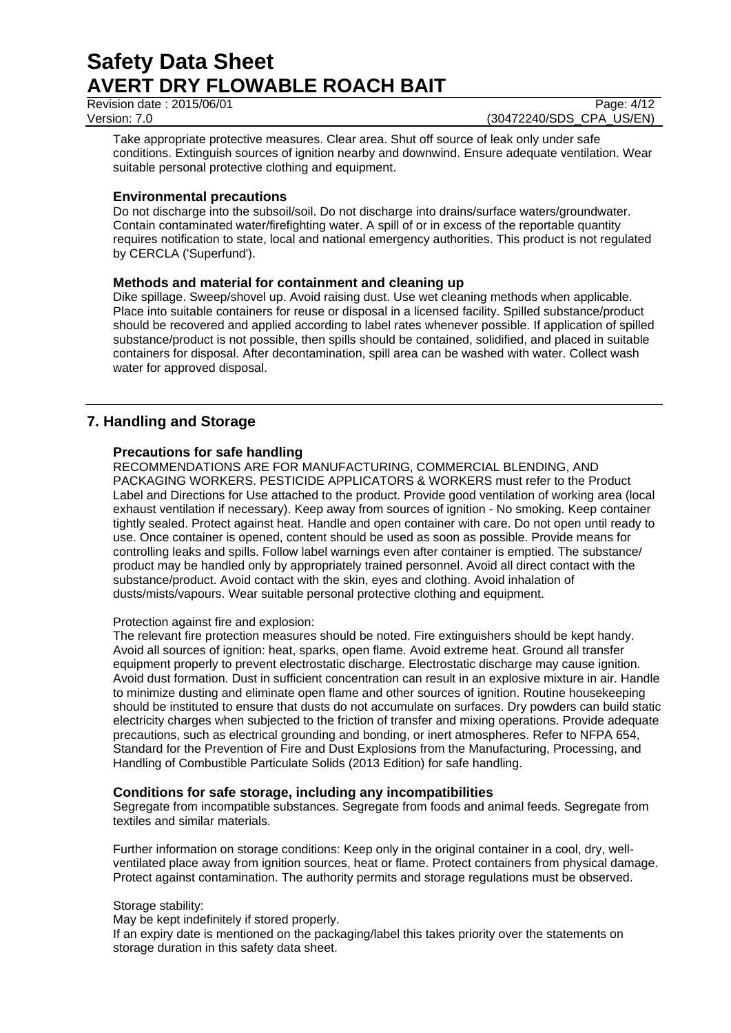Take appropriate protective measures. Clear area. Shut off source of leak only under safe conditions. Extinguish sources of ignition nearby and downwind. Ensure adequate ventilation. Wear suitable personal protective clothing and equipment.

### Environmental precautions

Do not discharge into the subsoil/soil. Do not discharge into drains/surface waters/groundwater. Contain contaminated water/firefighting water. A spill of or in excess of the reportable quantity requires notification to state, local and national emergency authorities. This product is not regulated by CERCLA ('Superfund').

### Methods and material for containment and cleaning up

Dike spillage. Sweep/shovel up. Avoid raising dust. Use wet cleaning methods when applicable. Place into suitable containers for reuse or disposal in a licensed facility. Spilled substance/product should be recovered and applied according to label rates whenever possible. If application of spilled substance/product is not possible, then spills should be contained, solidified, and placed in suitable containers for disposal. After decontamination, spill area can be washed with water. Collect wash water for approved disposal.

## 7. Handling and Storage

### Precautions for safe handling

RECOMMENDATIONS ARE FOR MANUFACTURING, COMMERCIAL BLENDING, AND PACKAGING WORKERS. PESTICIDE APPLICATORS & WORKERS must refer to the Product Label and Directions for Use attached to the product. Provide good ventilation of working area (local exhaust ventilation if necessary). Keep away from sources of ignition - No smoking. Keep container tightly sealed. Protect against heat. Handle and open container with care. Do not open until ready to use. Once container is opened, content should be used as soon as possible. Provide means for controlling leaks and spills. Follow label warnings even after container is emptied. The substance/ product may be handled only by appropriately trained personnel. Avoid all direct contact with the substance/product. Avoid contact with the skin, eyes and clothing. Avoid inhalation of dusts/mists/vapours. Wear suitable personal protective clothing and equipment.

Protection against fire and explosion:

The relevant fire protection measures should be noted. Fire extinguishers should be kept handy. Avoid all sources of ignition: heat, sparks, open flame. Avoid extreme heat. Ground all transfer equipment properly to prevent electrostatic discharge. Electrostatic discharge may cause ignition. Avoid dust formation. Dust in sufficient concentration can result in an explosive mixture in air. Handle to minimize dusting and eliminate open flame and other sources of ignition. Routine housekeeping should be instituted to ensure that dusts do not accumulate on surfaces. Dry powders can build static electricity charges when subjected to the friction of transfer and mixing operations. Provide adequate precautions, such as electrical grounding and bonding, or inert atmospheres. Refer to NFPA 654, Standard for the Prevention of Fire and Dust Explosions from the Manufacturing, Processing, and Handling of Combustible Particulate Solids (2013 Edition) for safe handling.

### Conditions for safe storage, including any incompatibilities

Segregate from incompatible substances. Segregate from foods and animal feeds. Segregate from textiles and similar materials.

Further information on storage conditions: Keep only in the original container in a cool, dry, well-ventilated place away from ignition sources, heat or flame. Protect containers from physical damage. Protect against contamination. The authority permits and storage regulations must be observed.

Storage stability:

May be kept indefinitely if stored properly.

If an expiry date is mentioned on the packaging/label this takes priority over the statements on storage duration in this safety data sheet.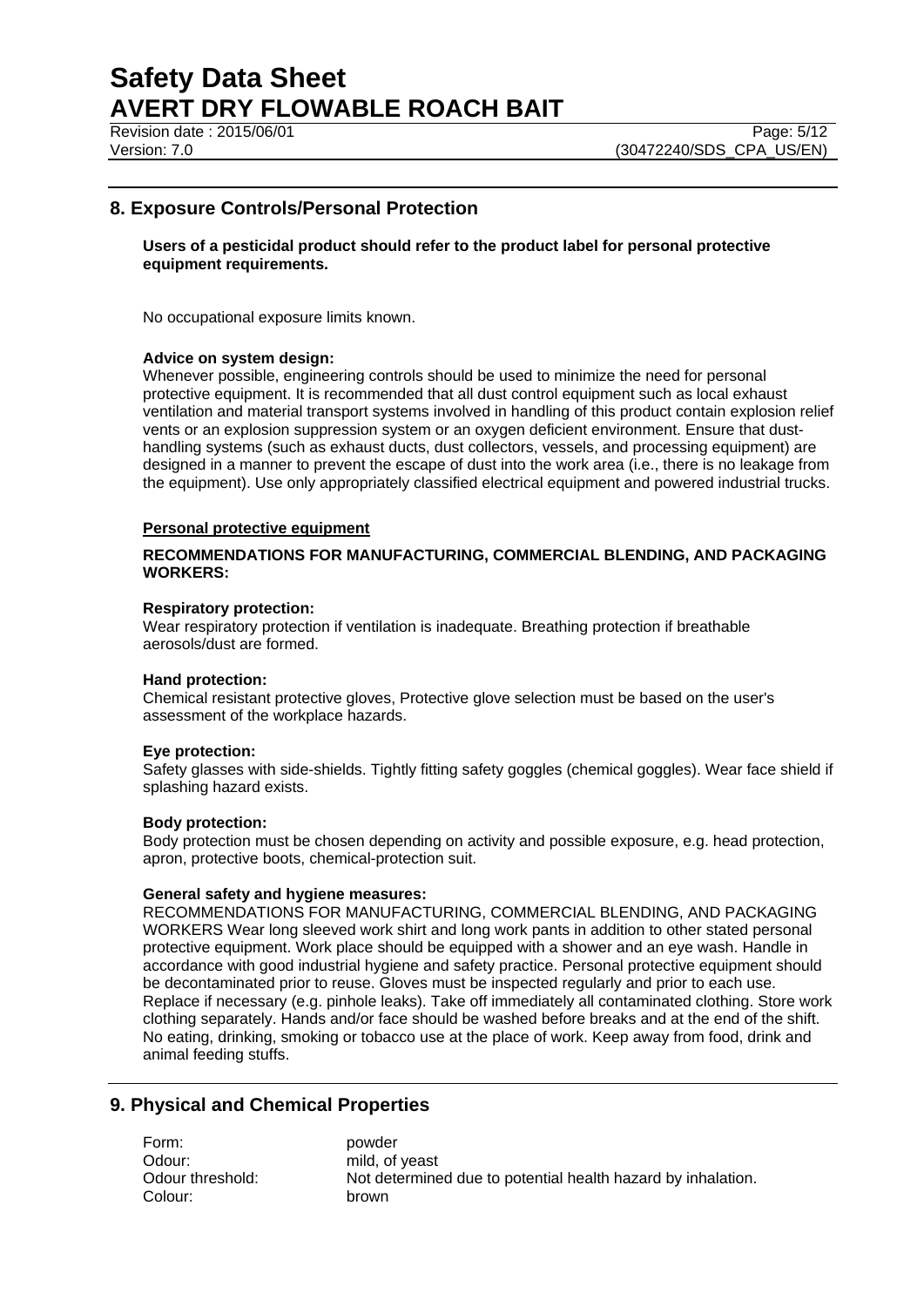## 8. Exposure Controls/Personal Protection

**Users of a pesticidal product should refer to the product label for personal protective equipment requirements.**

No occupational exposure limits known.

**Advice on system design:**
Whenever possible, engineering controls should be used to minimize the need for personal protective equipment. It is recommended that all dust control equipment such as local exhaust ventilation and material transport systems involved in handling of this product contain explosion relief vents or an explosion suppression system or an oxygen deficient environment. Ensure that dust-handling systems (such as exhaust ducts, dust collectors, vessels, and processing equipment) are designed in a manner to prevent the escape of dust into the work area (i.e., there is no leakage from the equipment). Use only appropriately classified electrical equipment and powered industrial trucks.

**Personal protective equipment**

**RECOMMENDATIONS FOR MANUFACTURING, COMMERCIAL BLENDING, AND PACKAGING WORKERS:**

**Respiratory protection:**
Wear respiratory protection if ventilation is inadequate. Breathing protection if breathable aerosols/dust are formed.

**Hand protection:**
Chemical resistant protective gloves, Protective glove selection must be based on the user's assessment of the workplace hazards.

**Eye protection:**
Safety glasses with side-shields. Tightly fitting safety goggles (chemical goggles). Wear face shield if splashing hazard exists.

**Body protection:**
Body protection must be chosen depending on activity and possible exposure, e.g. head protection, apron, protective boots, chemical-protection suit.

**General safety and hygiene measures:**
RECOMMENDATIONS FOR MANUFACTURING, COMMERCIAL BLENDING, AND PACKAGING WORKERS Wear long sleeved work shirt and long work pants in addition to other stated personal protective equipment. Work place should be equipped with a shower and an eye wash. Handle in accordance with good industrial hygiene and safety practice. Personal protective equipment should be decontaminated prior to reuse. Gloves must be inspected regularly and prior to each use. Replace if necessary (e.g. pinhole leaks). Take off immediately all contaminated clothing. Store work clothing separately. Hands and/or face should be washed before breaks and at the end of the shift. No eating, drinking, smoking or tobacco use at the place of work. Keep away from food, drink and animal feeding stuffs.

## 9. Physical and Chemical Properties

| | |
|---|---|
| Form: | powder |
| Odour: | mild, of yeast |
| Odour threshold: | Not determined due to potential health hazard by inhalation. |
| Colour: | brown |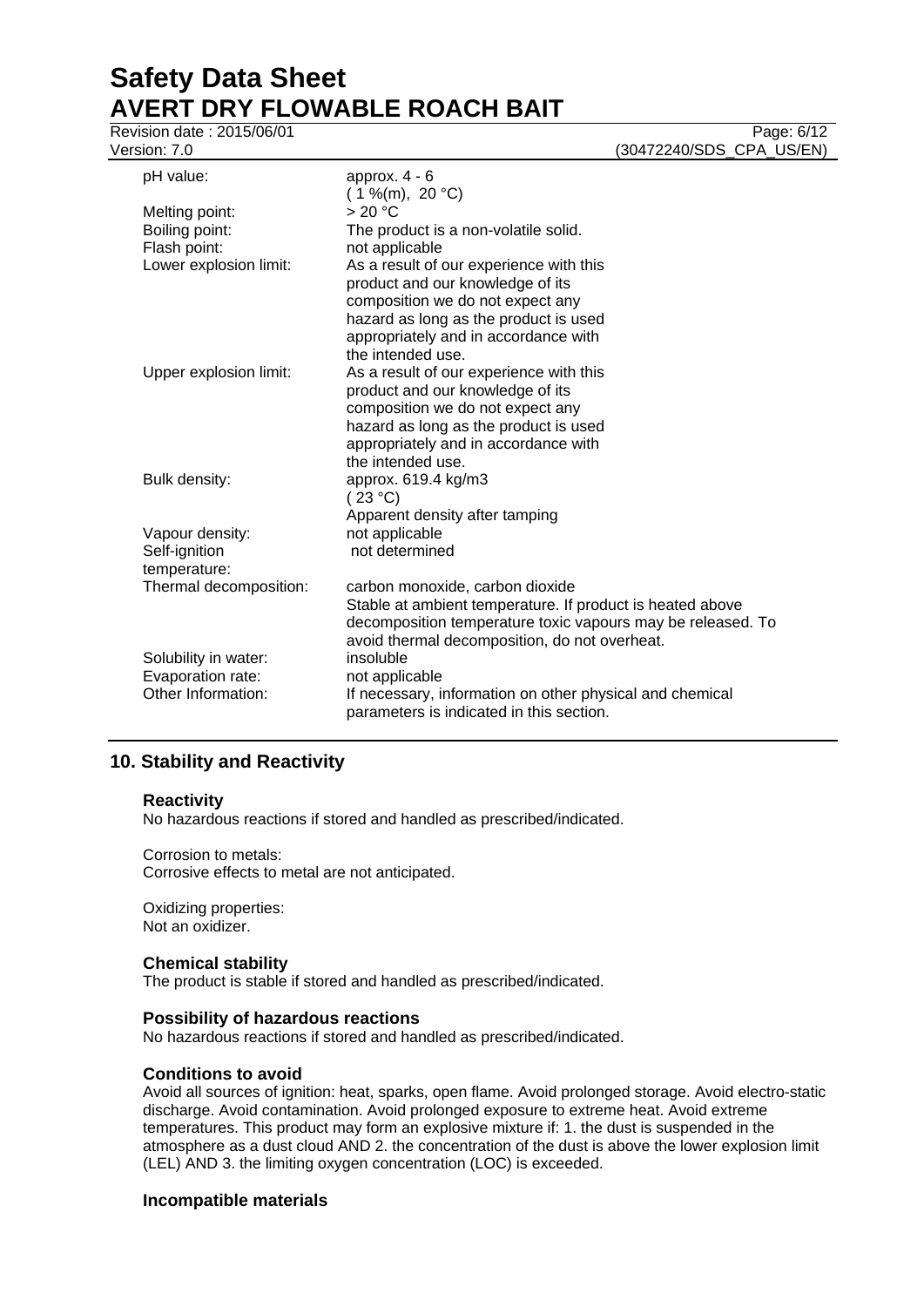| | |
|---|---|
| pH value: | approx. 4 - 6<br>( 1 %(m), 20 °C) |
| Melting point: | > 20 °C |
| Boiling point: | The product is a non-volatile solid. |
| Flash point: | not applicable |
| Lower explosion limit: | As a result of our experience with this product and our knowledge of its composition we do not expect any hazard as long as the product is used appropriately and in accordance with the intended use. |
| Upper explosion limit: | As a result of our experience with this product and our knowledge of its composition we do not expect any hazard as long as the product is used appropriately and in accordance with the intended use. |
| Bulk density: | approx. 619.4 kg/m3<br>( 23 °C)<br>Apparent density after tamping |
| Vapour density: | not applicable |
| Self-ignition temperature: | not determined |
| Thermal decomposition: | carbon monoxide, carbon dioxide<br>Stable at ambient temperature. If product is heated above decomposition temperature toxic vapours may be released. To avoid thermal decomposition, do not overheat. |
| Solubility in water: | insoluble |
| Evaporation rate: | not applicable |
| Other Information: | If necessary, information on other physical and chemical parameters is indicated in this section. |

## 10. Stability and Reactivity

### Reactivity

No hazardous reactions if stored and handled as prescribed/indicated.

Corrosion to metals:
Corrosive effects to metal are not anticipated.

Oxidizing properties:
Not an oxidizer.

### Chemical stability

The product is stable if stored and handled as prescribed/indicated.

### Possibility of hazardous reactions

No hazardous reactions if stored and handled as prescribed/indicated.

### Conditions to avoid

Avoid all sources of ignition: heat, sparks, open flame. Avoid prolonged storage. Avoid electro-static discharge. Avoid contamination. Avoid prolonged exposure to extreme heat. Avoid extreme temperatures. This product may form an explosive mixture if: 1. the dust is suspended in the atmosphere as a dust cloud AND 2. the concentration of the dust is above the lower explosion limit (LEL) AND 3. the limiting oxygen concentration (LOC) is exceeded.

### Incompatible materials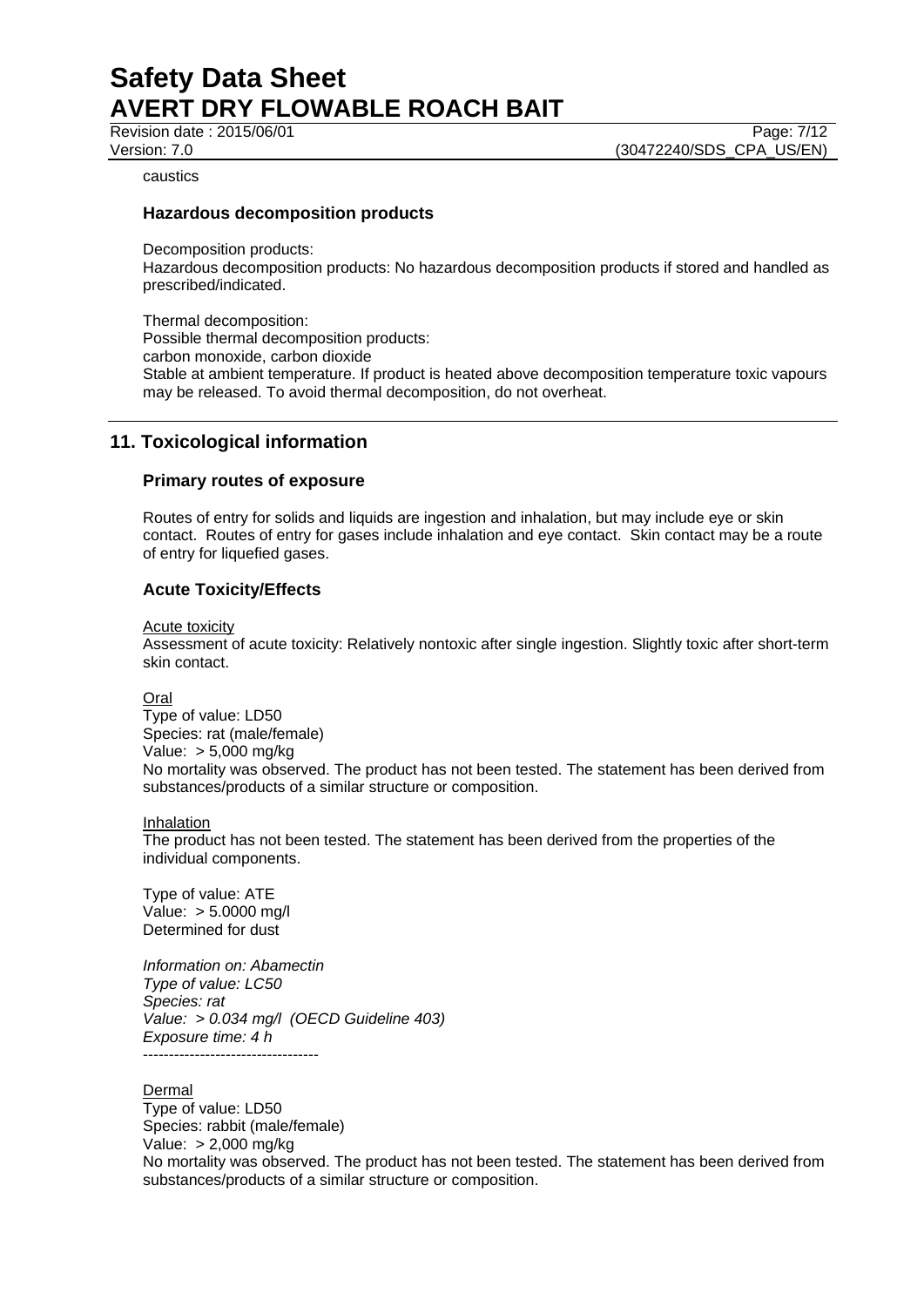caustics

### Hazardous decomposition products

Decomposition products:
Hazardous decomposition products: No hazardous decomposition products if stored and handled as prescribed/indicated.

Thermal decomposition:
Possible thermal decomposition products:
carbon monoxide, carbon dioxide
Stable at ambient temperature. If product is heated above decomposition temperature toxic vapours may be released. To avoid thermal decomposition, do not overheat.

## 11. Toxicological information

### Primary routes of exposure

Routes of entry for solids and liquids are ingestion and inhalation, but may include eye or skin contact. Routes of entry for gases include inhalation and eye contact. Skin contact may be a route of entry for liquefied gases.

### Acute Toxicity/Effects

Acute toxicity
Assessment of acute toxicity: Relatively nontoxic after single ingestion. Slightly toxic after short-term skin contact.

Oral
Type of value: LD50
Species: rat (male/female)
Value: > 5,000 mg/kg
No mortality was observed. The product has not been tested. The statement has been derived from substances/products of a similar structure or composition.

Inhalation
The product has not been tested. The statement has been derived from the properties of the individual components.

Type of value: ATE
Value: > 5.0000 mg/l
Determined for dust

*Information on: Abamectin*
*Type of value: LC50*
*Species: rat*
*Value: > 0.034 mg/l (OECD Guideline 403)*
*Exposure time: 4 h*
----------------------------------

Dermal
Type of value: LD50
Species: rabbit (male/female)
Value: > 2,000 mg/kg
No mortality was observed. The product has not been tested. The statement has been derived from substances/products of a similar structure or composition.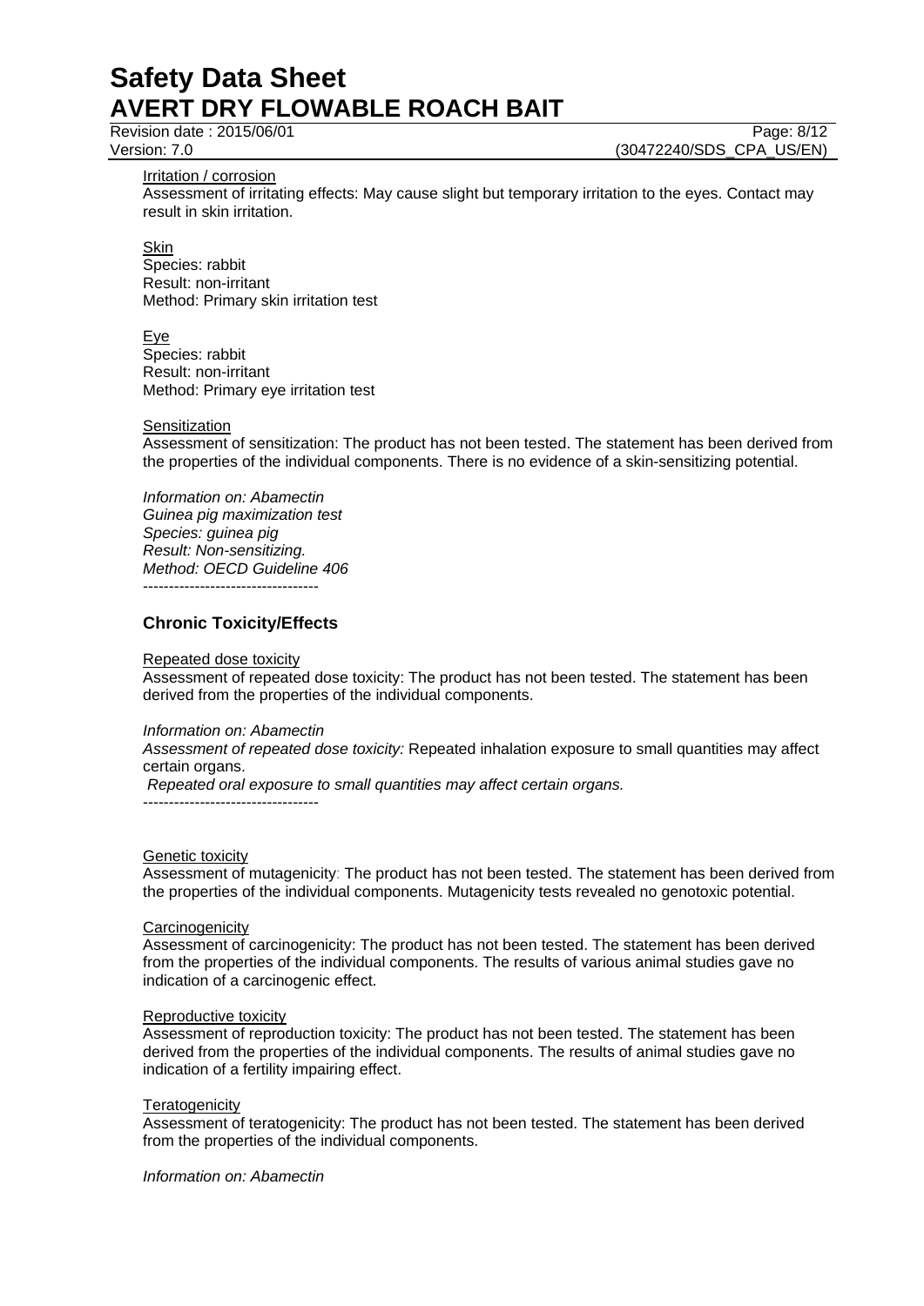Irritation / corrosion

Assessment of irritating effects: May cause slight but temporary irritation to the eyes. Contact may result in skin irritation.

Skin

Species: rabbit
Result: non-irritant
Method: Primary skin irritation test

Eye

Species: rabbit
Result: non-irritant
Method: Primary eye irritation test

Sensitization

Assessment of sensitization: The product has not been tested. The statement has been derived from the properties of the individual components. There is no evidence of a skin-sensitizing potential.

*Information on: Abamectin*
*Guinea pig maximization test*
*Species: guinea pig*
*Result: Non-sensitizing.*
*Method: OECD Guideline 406*
----------------------------------

### Chronic Toxicity/Effects

Repeated dose toxicity

Assessment of repeated dose toxicity: The product has not been tested. The statement has been derived from the properties of the individual components.

*Information on: Abamectin*
*Assessment of repeated dose toxicity:* Repeated inhalation exposure to small quantities may affect certain organs.
*Repeated oral exposure to small quantities may affect certain organs.*
----------------------------------

Genetic toxicity

Assessment of mutagenicity: The product has not been tested. The statement has been derived from the properties of the individual components. Mutagenicity tests revealed no genotoxic potential.

Carcinogenicity

Assessment of carcinogenicity: The product has not been tested. The statement has been derived from the properties of the individual components. The results of various animal studies gave no indication of a carcinogenic effect.

Reproductive toxicity

Assessment of reproduction toxicity: The product has not been tested. The statement has been derived from the properties of the individual components. The results of animal studies gave no indication of a fertility impairing effect.

Teratogenicity

Assessment of teratogenicity: The product has not been tested. The statement has been derived from the properties of the individual components.

*Information on: Abamectin*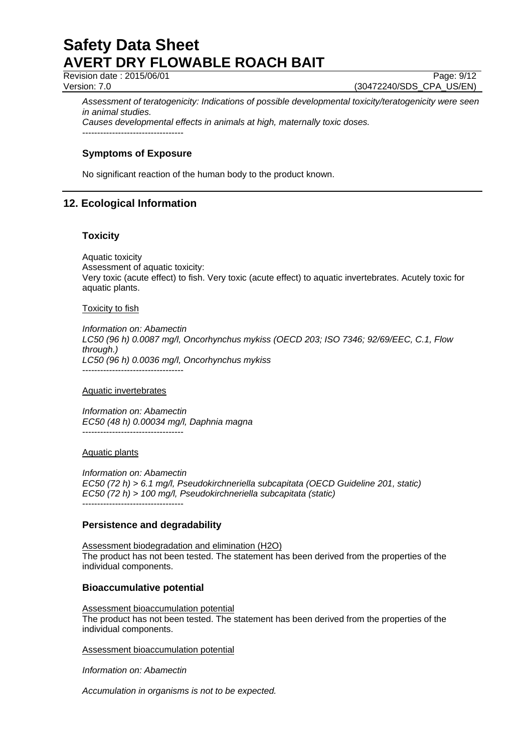*Assessment of teratogenicity: Indications of possible developmental toxicity/teratogenicity were seen in animal studies.*
*Causes developmental effects in animals at high, maternally toxic doses.*
----------------------------------

### Symptoms of Exposure

No significant reaction of the human body to the product known.

## 12. Ecological Information

### Toxicity

Aquatic toxicity
Assessment of aquatic toxicity:
Very toxic (acute effect) to fish. Very toxic (acute effect) to aquatic invertebrates. Acutely toxic for aquatic plants.

Toxicity to fish

*Information on: Abamectin*
*LC50 (96 h) 0.0087 mg/l, Oncorhynchus mykiss (OECD 203; ISO 7346; 92/69/EEC, C.1, Flow through.)*
*LC50 (96 h) 0.0036 mg/l, Oncorhynchus mykiss*
----------------------------------

Aquatic invertebrates

*Information on: Abamectin*
*EC50 (48 h) 0.00034 mg/l, Daphnia magna*
----------------------------------

Aquatic plants

*Information on: Abamectin*
*EC50 (72 h) > 6.1 mg/l, Pseudokirchneriella subcapitata (OECD Guideline 201, static)*
*EC50 (72 h) > 100 mg/l, Pseudokirchneriella subcapitata (static)*
----------------------------------

### Persistence and degradability

Assessment biodegradation and elimination ($H_2O$)
The product has not been tested. The statement has been derived from the properties of the individual components.

### Bioaccumulative potential

Assessment bioaccumulation potential
The product has not been tested. The statement has been derived from the properties of the individual components.

Assessment bioaccumulation potential

*Information on: Abamectin*

*Accumulation in organisms is not to be expected.*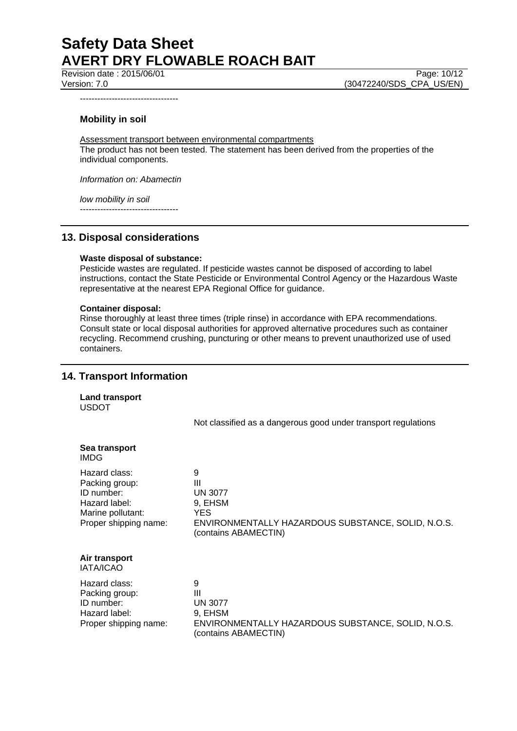----------------------------------

### Mobility in soil

<u>Assessment transport between environmental compartments</u>
The product has not been tested. The statement has been derived from the properties of the individual components.

*Information on: Abamectin*

*low mobility in soil*

----------------------------------

## 13. Disposal considerations

**Waste disposal of substance:**
Pesticide wastes are regulated. If pesticide wastes cannot be disposed of according to label instructions, contact the State Pesticide or Environmental Control Agency or the Hazardous Waste representative at the nearest EPA Regional Office for guidance.

**Container disposal:**
Rinse thoroughly at least three times (triple rinse) in accordance with EPA recommendations. Consult state or local disposal authorities for approved alternative procedures such as container recycling. Recommend crushing, puncturing or other means to prevent unauthorized use of used containers.

## 14. Transport Information

**Land transport**
USDOT

Not classified as a dangerous good under transport regulations

**Sea transport**
IMDG

| | |
|---|---|
| Hazard class: | 9 |
| Packing group: | III |
| ID number: | UN 3077 |
| Hazard label: | 9, EHSM |
| Marine pollutant: | YES |
| Proper shipping name: | ENVIRONMENTALLY HAZARDOUS SUBSTANCE, SOLID, N.O.S. (contains ABAMECTIN) |

**Air transport**
IATA/ICAO

| | |
|---|---|
| Hazard class: | 9 |
| Packing group: | III |
| ID number: | UN 3077 |
| Hazard label: | 9, EHSM |
| Proper shipping name: | ENVIRONMENTALLY HAZARDOUS SUBSTANCE, SOLID, N.O.S. (contains ABAMECTIN) |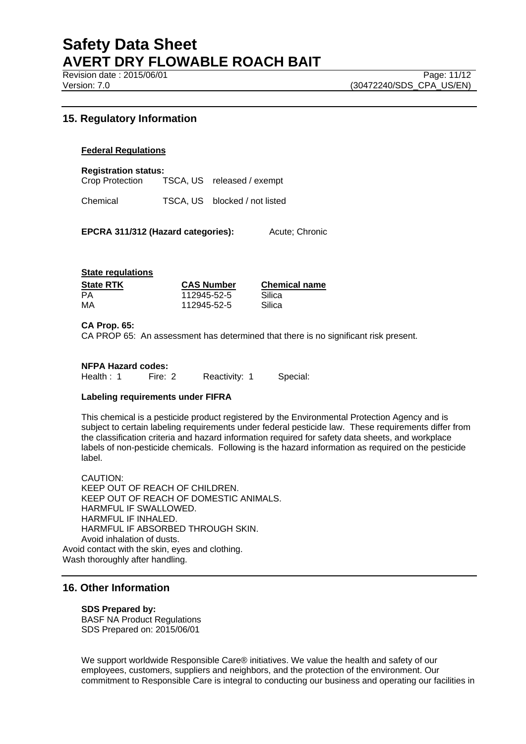## 15. Regulatory Information

**Federal Regulations**

**Registration status:**

| | | |
|---|---|---|
| Crop Protection | TSCA, US | released / exempt |
| Chemical | TSCA, US | blocked / not listed |

**EPCRA 311/312 (Hazard categories):** Acute; Chronic

**State regulations**

| State RTK | CAS Number | Chemical name |
|---|---|---|
| PA | 112945-52-5 | Silica |
| MA | 112945-52-5 | Silica |

**CA Prop. 65:**

CA PROP 65: An assessment has determined that there is no significant risk present.

**NFPA Hazard codes:**

Health : 1 Fire: 2 Reactivity: 1 Special:

**Labeling requirements under FIFRA**

This chemical is a pesticide product registered by the Environmental Protection Agency and is subject to certain labeling requirements under federal pesticide law. These requirements differ from the classification criteria and hazard information required for safety data sheets, and workplace labels of non-pesticide chemicals. Following is the hazard information as required on the pesticide label.

CAUTION:
KEEP OUT OF REACH OF CHILDREN.
KEEP OUT OF REACH OF DOMESTIC ANIMALS.
HARMFUL IF SWALLOWED.
HARMFUL IF INHALED.
HARMFUL IF ABSORBED THROUGH SKIN.
Avoid inhalation of dusts.
Avoid contact with the skin, eyes and clothing.
Wash thoroughly after handling.

## 16. Other Information

**SDS Prepared by:**
BASF NA Product Regulations
SDS Prepared on: 2015/06/01

We support worldwide Responsible Care® initiatives. We value the health and safety of our employees, customers, suppliers and neighbors, and the protection of the environment. Our commitment to Responsible Care is integral to conducting our business and operating our facilities in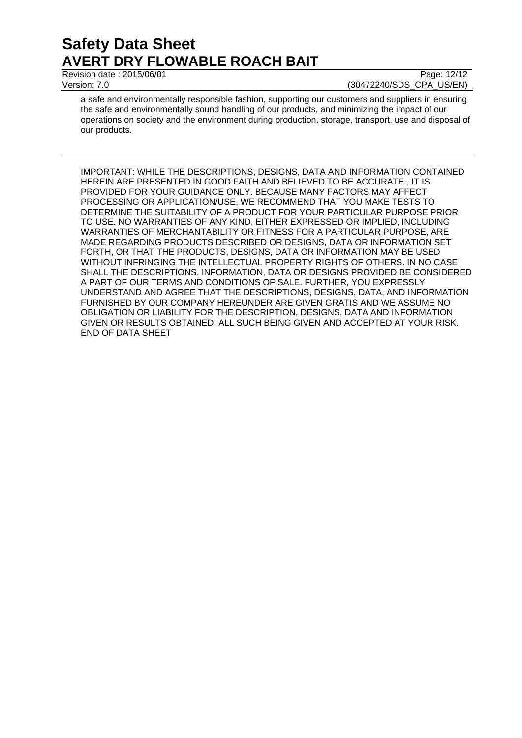a safe and environmentally responsible fashion, supporting our customers and suppliers in ensuring the safe and environmentally sound handling of our products, and minimizing the impact of our operations on society and the environment during production, storage, transport, use and disposal of our products.

---

IMPORTANT: WHILE THE DESCRIPTIONS, DESIGNS, DATA AND INFORMATION CONTAINED HEREIN ARE PRESENTED IN GOOD FAITH AND BELIEVED TO BE ACCURATE , IT IS PROVIDED FOR YOUR GUIDANCE ONLY. BECAUSE MANY FACTORS MAY AFFECT PROCESSING OR APPLICATION/USE, WE RECOMMEND THAT YOU MAKE TESTS TO DETERMINE THE SUITABILITY OF A PRODUCT FOR YOUR PARTICULAR PURPOSE PRIOR TO USE. NO WARRANTIES OF ANY KIND, EITHER EXPRESSED OR IMPLIED, INCLUDING WARRANTIES OF MERCHANTABILITY OR FITNESS FOR A PARTICULAR PURPOSE, ARE MADE REGARDING PRODUCTS DESCRIBED OR DESIGNS, DATA OR INFORMATION SET FORTH, OR THAT THE PRODUCTS, DESIGNS, DATA OR INFORMATION MAY BE USED WITHOUT INFRINGING THE INTELLECTUAL PROPERTY RIGHTS OF OTHERS. IN NO CASE SHALL THE DESCRIPTIONS, INFORMATION, DATA OR DESIGNS PROVIDED BE CONSIDERED A PART OF OUR TERMS AND CONDITIONS OF SALE. FURTHER, YOU EXPRESSLY UNDERSTAND AND AGREE THAT THE DESCRIPTIONS, DESIGNS, DATA, AND INFORMATION FURNISHED BY OUR COMPANY HEREUNDER ARE GIVEN GRATIS AND WE ASSUME NO OBLIGATION OR LIABILITY FOR THE DESCRIPTION, DESIGNS, DATA AND INFORMATION GIVEN OR RESULTS OBTAINED, ALL SUCH BEING GIVEN AND ACCEPTED AT YOUR RISK.
END OF DATA SHEET